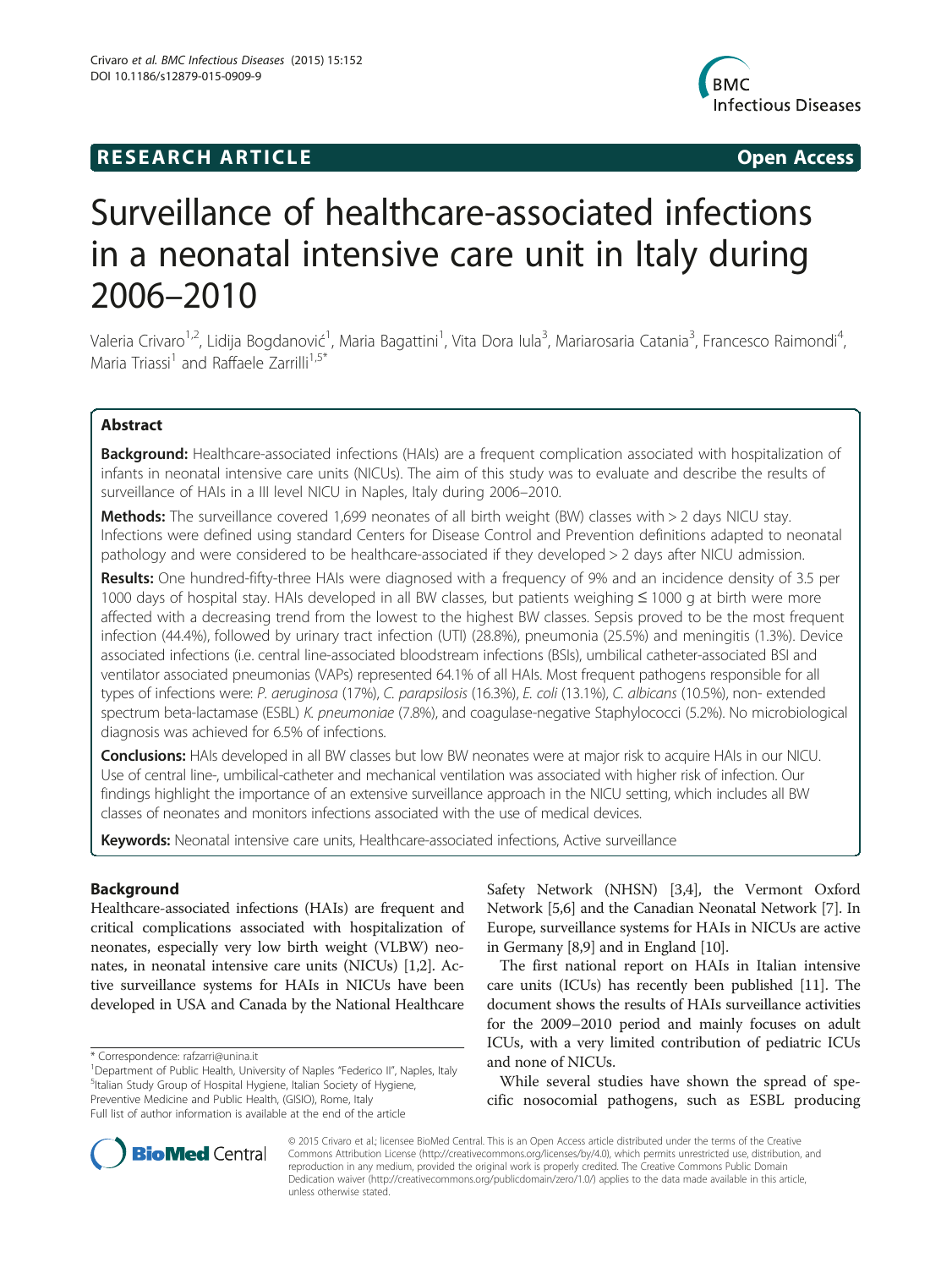**RESEARCH ARTICLE** **Open Access**

# Surveillance of healthcare-associated infections in a neonatal intensive care unit in Italy during 2006–2010

Valeria Crivaro[1,2], Lidija Bogdanović[1], Maria Bagattini[1], Vita Dora Iula[3], Mariarosaria Catania[3], Francesco Raimondi[4], Maria Triassi[1] and Raffaele Zarrilli[1,5*]

## Abstract

**Background:** Healthcare-associated infections (HAIs) are a frequent complication associated with hospitalization of infants in neonatal intensive care units (NICUs). The aim of this study was to evaluate and describe the results of surveillance of HAIs in a III level NICU in Naples, Italy during 2006–2010.

**Methods:** The surveillance covered 1,699 neonates of all birth weight (BW) classes with > 2 days NICU stay. Infections were defined using standard Centers for Disease Control and Prevention definitions adapted to neonatal pathology and were considered to be healthcare-associated if they developed > 2 days after NICU admission.

**Results:** One hundred-fifty-three HAIs were diagnosed with a frequency of 9% and an incidence density of 3.5 per 1000 days of hospital stay. HAIs developed in all BW classes, but patients weighing ≤ 1000 g at birth were more affected with a decreasing trend from the lowest to the highest BW classes. Sepsis proved to be the most frequent infection (44.4%), followed by urinary tract infection (UTI) (28.8%), pneumonia (25.5%) and meningitis (1.3%). Device associated infections (i.e. central line-associated bloodstream infections (BSIs), umbilical catheter-associated BSI and ventilator associated pneumonias (VAPs) represented 64.1% of all HAIs. Most frequent pathogens responsible for all types of infections were: *P. aeruginosa* (17%), *C. parapsilosis* (16.3%), *E. coli* (13.1%), *C. albicans* (10.5%), non- extended spectrum beta-lactamase (ESBL) *K. pneumoniae* (7.8%), and coagulase-negative Staphylococci (5.2%). No microbiological diagnosis was achieved for 6.5% of infections.

**Conclusions:** HAIs developed in all BW classes but low BW neonates were at major risk to acquire HAIs in our NICU. Use of central line-, umbilical-catheter and mechanical ventilation was associated with higher risk of infection. Our findings highlight the importance of an extensive surveillance approach in the NICU setting, which includes all BW classes of neonates and monitors infections associated with the use of medical devices.

**Keywords:** Neonatal intensive care units, Healthcare-associated infections, Active surveillance

## Background

Healthcare-associated infections (HAIs) are frequent and critical complications associated with hospitalization of neonates, especially very low birth weight (VLBW) neonates, in neonatal intensive care units (NICUs) [1,2]. Active surveillance systems for HAIs in NICUs have been developed in USA and Canada by the National Healthcare Safety Network (NHSN) [3,4], the Vermont Oxford Network [5,6] and the Canadian Neonatal Network [7]. In Europe, surveillance systems for HAIs in NICUs are active in Germany [8,9] and in England [10].

The first national report on HAIs in Italian intensive care units (ICUs) has recently been published [11]. The document shows the results of HAIs surveillance activities for the 2009–2010 period and mainly focuses on adult ICUs, with a very limited contribution of pediatric ICUs and none of NICUs.

While several studies have shown the spread of specific nosocomial pathogens, such as ESBL producing

\* Correspondence: rafzarri@unina.it
[1]Department of Public Health, University of Naples "Federico II", Naples, Italy
[5]Italian Study Group of Hospital Hygiene, Italian Society of Hygiene, Preventive Medicine and Public Health, (GISIO), Rome, Italy
Full list of author information is available at the end of the article

© 2015 Crivaro et al.; licensee BioMed Central. This is an Open Access article distributed under the terms of the Creative Commons Attribution License (http://creativecommons.org/licenses/by/4.0), which permits unrestricted use, distribution, and reproduction in any medium, provided the original work is properly credited. The Creative Commons Public Domain Dedication waiver (http://creativecommons.org/publicdomain/zero/1.0/) applies to the data made available in this article, unless otherwise stated.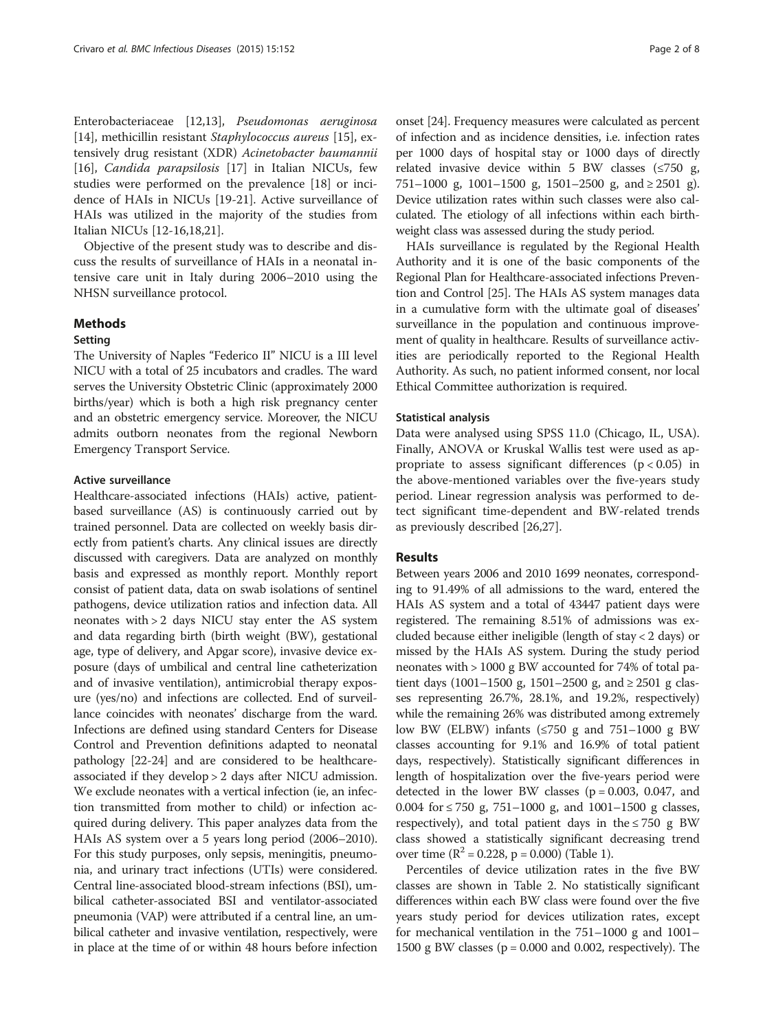Enterobacteriaceae [12,13], *Pseudomonas aeruginosa* [14], methicillin resistant *Staphylococcus aureus* [15], extensively drug resistant (XDR) *Acinetobacter baumannii* [16], *Candida parapsilosis* [17] in Italian NICUs, few studies were performed on the prevalence [18] or incidence of HAIs in NICUs [19-21]. Active surveillance of HAIs was utilized in the majority of the studies from Italian NICUs [12-16,18,21].

Objective of the present study was to describe and discuss the results of surveillance of HAIs in a neonatal intensive care unit in Italy during 2006–2010 using the NHSN surveillance protocol.

## Methods

### Setting

The University of Naples "Federico II" NICU is a III level NICU with a total of 25 incubators and cradles. The ward serves the University Obstetric Clinic (approximately 2000 births/year) which is both a high risk pregnancy center and an obstetric emergency service. Moreover, the NICU admits outborn neonates from the regional Newborn Emergency Transport Service.

### Active surveillance

Healthcare-associated infections (HAIs) active, patient-based surveillance (AS) is continuously carried out by trained personnel. Data are collected on weekly basis directly from patient's charts. Any clinical issues are directly discussed with caregivers. Data are analyzed on monthly basis and expressed as monthly report. Monthly report consist of patient data, data on swab isolations of sentinel pathogens, device utilization ratios and infection data. All neonates with > 2 days NICU stay enter the AS system and data regarding birth (birth weight (BW), gestational age, type of delivery, and Apgar score), invasive device exposure (days of umbilical and central line catheterization and of invasive ventilation), antimicrobial therapy exposure (yes/no) and infections are collected. End of surveillance coincides with neonates' discharge from the ward. Infections are defined using standard Centers for Disease Control and Prevention definitions adapted to neonatal pathology [22-24] and are considered to be healthcare-associated if they develop > 2 days after NICU admission. We exclude neonates with a vertical infection (ie, an infection transmitted from mother to child) or infection acquired during delivery. This paper analyzes data from the HAIs AS system over a 5 years long period (2006–2010). For this study purposes, only sepsis, meningitis, pneumonia, and urinary tract infections (UTIs) were considered. Central line-associated blood-stream infections (BSI), umbilical catheter-associated BSI and ventilator-associated pneumonia (VAP) were attributed if a central line, an umbilical catheter and invasive ventilation, respectively, were in place at the time of or within 48 hours before infection onset [24]. Frequency measures were calculated as percent of infection and as incidence densities, i.e. infection rates per 1000 days of hospital stay or 1000 days of directly related invasive device within 5 BW classes (≤750 g, 751–1000 g, 1001–1500 g, 1501–2500 g, and ≥ 2501 g). Device utilization rates within such classes were also calculated. The etiology of all infections within each birthweight class was assessed during the study period.

HAIs surveillance is regulated by the Regional Health Authority and it is one of the basic components of the Regional Plan for Healthcare-associated infections Prevention and Control [25]. The HAIs AS system manages data in a cumulative form with the ultimate goal of diseases' surveillance in the population and continuous improvement of quality in healthcare. Results of surveillance activities are periodically reported to the Regional Health Authority. As such, no patient informed consent, nor local Ethical Committee authorization is required.

### Statistical analysis

Data were analysed using SPSS 11.0 (Chicago, IL, USA). Finally, ANOVA or Kruskal Wallis test were used as appropriate to assess significant differences ($p < 0.05$) in the above-mentioned variables over the five-years study period. Linear regression analysis was performed to detect significant time-dependent and BW-related trends as previously described [26,27].

## Results

Between years 2006 and 2010 1699 neonates, corresponding to 91.49% of all admissions to the ward, entered the HAIs AS system and a total of 43447 patient days were registered. The remaining 8.51% of admissions was excluded because either ineligible (length of stay < 2 days) or missed by the HAIs AS system. During the study period neonates with > 1000 g BW accounted for 74% of total patient days (1001–1500 g, 1501–2500 g, and ≥ 2501 g classes representing 26.7%, 28.1%, and 19.2%, respectively) while the remaining 26% was distributed among extremely low BW (ELBW) infants (≤750 g and 751–1000 g BW classes accounting for 9.1% and 16.9% of total patient days, respectively). Statistically significant differences in length of hospitalization over the five-years period were detected in the lower BW classes ($p = 0.003$, 0.047, and 0.004 for ≤ 750 g, 751–1000 g, and 1001–1500 g classes, respectively), and total patient days in the ≤ 750 g BW class showed a statistically significant decreasing trend over time ($R^2 = 0.228$, $p = 0.000$) (Table 1).

Percentiles of device utilization rates in the five BW classes are shown in Table 2. No statistically significant differences within each BW class were found over the five years study period for devices utilization rates, except for mechanical ventilation in the 751–1000 g and 1001–1500 g BW classes ($p = 0.000$ and 0.002, respectively). The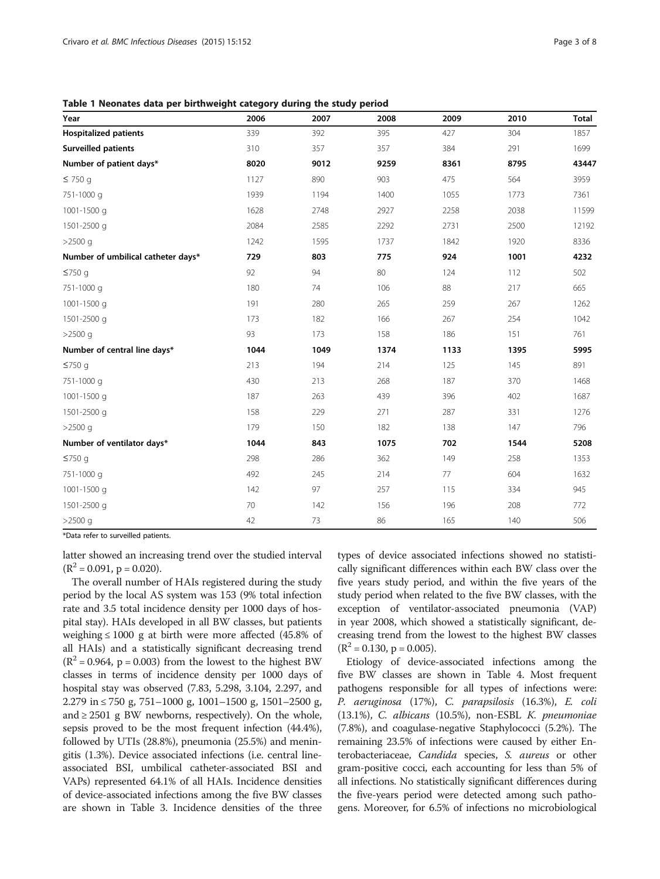**Table 1 Neonates data per birthweight category during the study period**

| Year | 2006 | 2007 | 2008 | 2009 | 2010 | Total |
|---|---|---|---|---|---|---|
| **Hospitalized patients** | 339 | 392 | 395 | 427 | 304 | 1857 |
| **Surveilled patients** | 310 | 357 | 357 | 384 | 291 | 1699 |
| **Number of patient days*** | **8020** | **9012** | **9259** | **8361** | **8795** | **43447** |
| ≤ 750 g | 1127 | 890 | 903 | 475 | 564 | 3959 |
| 751-1000 g | 1939 | 1194 | 1400 | 1055 | 1773 | 7361 |
| 1001-1500 g | 1628 | 2748 | 2927 | 2258 | 2038 | 11599 |
| 1501-2500 g | 2084 | 2585 | 2292 | 2731 | 2500 | 12192 |
| >2500 g | 1242 | 1595 | 1737 | 1842 | 1920 | 8336 |
| **Number of umbilical catheter days*** | **729** | **803** | **775** | **924** | **1001** | **4232** |
| ≤750 g | 92 | 94 | 80 | 124 | 112 | 502 |
| 751-1000 g | 180 | 74 | 106 | 88 | 217 | 665 |
| 1001-1500 g | 191 | 280 | 265 | 259 | 267 | 1262 |
| 1501-2500 g | 173 | 182 | 166 | 267 | 254 | 1042 |
| >2500 g | 93 | 173 | 158 | 186 | 151 | 761 |
| **Number of central line days*** | **1044** | **1049** | **1374** | **1133** | **1395** | **5995** |
| ≤750 g | 213 | 194 | 214 | 125 | 145 | 891 |
| 751-1000 g | 430 | 213 | 268 | 187 | 370 | 1468 |
| 1001-1500 g | 187 | 263 | 439 | 396 | 402 | 1687 |
| 1501-2500 g | 158 | 229 | 271 | 287 | 331 | 1276 |
| >2500 g | 179 | 150 | 182 | 138 | 147 | 796 |
| **Number of ventilator days*** | **1044** | **843** | **1075** | **702** | **1544** | **5208** |
| ≤750 g | 298 | 286 | 362 | 149 | 258 | 1353 |
| 751-1000 g | 492 | 245 | 214 | 77 | 604 | 1632 |
| 1001-1500 g | 142 | 97 | 257 | 115 | 334 | 945 |
| 1501-2500 g | 70 | 142 | 156 | 196 | 208 | 772 |
| >2500 g | 42 | 73 | 86 | 165 | 140 | 506 |

*Data refer to surveilled patients.

latter showed an increasing trend over the studied interval ($R^2 = 0.091$, $p = 0.020$).

The overall number of HAIs registered during the study period by the local AS system was 153 (9% total infection rate and 3.5 total incidence density per 1000 days of hospital stay). HAIs developed in all BW classes, but patients weighing ≤ 1000 g at birth were more affected (45.8% of all HAIs) and a statistically significant decreasing trend ($R^2 = 0.964$, $p = 0.003$) from the lowest to the highest BW classes in terms of incidence density per 1000 days of hospital stay was observed (7.83, 5.298, 3.104, 2.297, and 2.279 in ≤ 750 g, 751–1000 g, 1001–1500 g, 1501–2500 g, and ≥ 2501 g BW newborns, respectively). On the whole, sepsis proved to be the most frequent infection (44.4%), followed by UTIs (28.8%), pneumonia (25.5%) and meningitis (1.3%). Device associated infections (i.e. central line-associated BSI, umbilical catheter-associated BSI and VAPs) represented 64.1% of all HAIs. Incidence densities of device-associated infections among the five BW classes are shown in Table 3. Incidence densities of the three types of device associated infections showed no statistically significant differences within each BW class over the five years study period, and within the five years of the study period when related to the five BW classes, with the exception of ventilator-associated pneumonia (VAP) in year 2008, which showed a statistically significant, decreasing trend from the lowest to the highest BW classes ($R^2 = 0.130$, $p = 0.005$).

Etiology of device-associated infections among the five BW classes are shown in Table 4. Most frequent pathogens responsible for all types of infections were: *P. aeruginosa* (17%), *C. parapsilosis* (16.3%), *E. coli* (13.1%), *C. albicans* (10.5%), non-ESBL *K. pneumoniae* (7.8%), and coagulase-negative Staphylococci (5.2%). The remaining 23.5% of infections were caused by either Enterobacteriaceae, *Candida* species, *S. aureus* or other gram-positive cocci, each accounting for less than 5% of all infections. No statistically significant differences during the five-years period were detected among such pathogens. Moreover, for 6.5% of infections no microbiological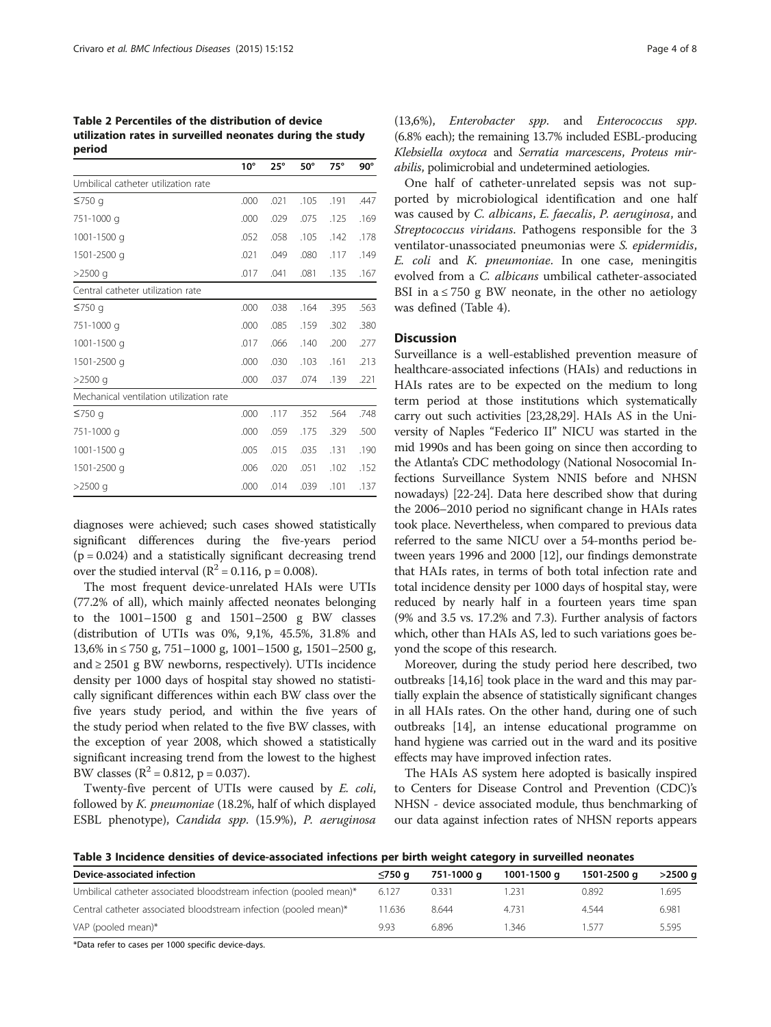**Table 2 Percentiles of the distribution of device utilization rates in surveilled neonates during the study period**

| | 10° | 25° | 50° | 75° | 90° |
|---|---|---|---|---|---|
| Umbilical catheter utilization rate | | | | | |
| ≤750 g | .000 | .021 | .105 | .191 | .447 |
| 751-1000 g | .000 | .029 | .075 | .125 | .169 |
| 1001-1500 g | .052 | .058 | .105 | .142 | .178 |
| 1501-2500 g | .021 | .049 | .080 | .117 | .149 |
| >2500 g | .017 | .041 | .081 | .135 | .167 |
| Central catheter utilization rate | | | | | |
| ≤750 g | .000 | .038 | .164 | .395 | .563 |
| 751-1000 g | .000 | .085 | .159 | .302 | .380 |
| 1001-1500 g | .017 | .066 | .140 | .200 | .277 |
| 1501-2500 g | .000 | .030 | .103 | .161 | .213 |
| >2500 g | .000 | .037 | .074 | .139 | .221 |
| Mechanical ventilation utilization rate | | | | | |
| ≤750 g | .000 | .117 | .352 | .564 | .748 |
| 751-1000 g | .000 | .059 | .175 | .329 | .500 |
| 1001-1500 g | .005 | .015 | .035 | .131 | .190 |
| 1501-2500 g | .006 | .020 | .051 | .102 | .152 |
| >2500 g | .000 | .014 | .039 | .101 | .137 |

diagnoses were achieved; such cases showed statistically significant differences during the five-years period ($p = 0.024$) and a statistically significant decreasing trend over the studied interval ($R^2 = 0.116$, $p = 0.008$).

The most frequent device-unrelated HAIs were UTIs (77.2% of all), which mainly affected neonates belonging to the 1001–1500 g and 1501–2500 g BW classes (distribution of UTIs was 0%, 9,1%, 45.5%, 31.8% and 13,6% in ≤ 750 g, 751–1000 g, 1001–1500 g, 1501–2500 g, and ≥ 2501 g BW newborns, respectively). UTIs incidence density per 1000 days of hospital stay showed no statistically significant differences within each BW class over the five years study period, and within the five years of the study period when related to the five BW classes, with the exception of year 2008, which showed a statistically significant increasing trend from the lowest to the highest BW classes ($R^2 = 0.812$, $p = 0.037$).

Twenty-five percent of UTIs were caused by *E. coli*, followed by *K. pneumoniae* (18.2%, half of which displayed ESBL phenotype), *Candida spp.* (15.9%), *P. aeruginosa* (13,6%), *Enterobacter spp.* and *Enterococcus spp.* (6.8% each); the remaining 13.7% included ESBL-producing *Klebsiella oxytoca* and *Serratia marcescens*, *Proteus mirabilis*, polimicrobial and undetermined aetiologies.

One half of catheter-unrelated sepsis was not supported by microbiological identification and one half was caused by *C. albicans*, *E. faecalis*, *P. aeruginosa*, and *Streptococcus viridans*. Pathogens responsible for the 3 ventilator-unassociated pneumonias were *S. epidermidis*, *E. coli* and *K. pneumoniae*. In one case, meningitis evolved from a *C. albicans* umbilical catheter-associated BSI in a ≤ 750 g BW neonate, in the other no aetiology was defined (Table 4).

## Discussion

Surveillance is a well-established prevention measure of healthcare-associated infections (HAIs) and reductions in HAIs rates are to be expected on the medium to long term period at those institutions which systematically carry out such activities [23,28,29]. HAIs AS in the University of Naples "Federico II" NICU was started in the mid 1990s and has been going on since then according to the Atlanta's CDC methodology (National Nosocomial Infections Surveillance System NNIS before and NHSN nowadays) [22-24]. Data here described show that during the 2006–2010 period no significant change in HAIs rates took place. Nevertheless, when compared to previous data referred to the same NICU over a 54-months period between years 1996 and 2000 [12], our findings demonstrate that HAIs rates, in terms of both total infection rate and total incidence density per 1000 days of hospital stay, were reduced by nearly half in a fourteen years time span (9% and 3.5 vs. 17.2% and 7.3). Further analysis of factors which, other than HAIs AS, led to such variations goes beyond the scope of this research.

Moreover, during the study period here described, two outbreaks [14,16] took place in the ward and this may partially explain the absence of statistically significant changes in all HAIs rates. On the other hand, during one of such outbreaks [14], an intense educational programme on hand hygiene was carried out in the ward and its positive effects may have improved infection rates.

The HAIs AS system here adopted is basically inspired to Centers for Disease Control and Prevention (CDC)'s NHSN - device associated module, thus benchmarking of our data against infection rates of NHSN reports appears

**Table 3 Incidence densities of device-associated infections per birth weight category in surveilled neonates**

| Device-associated infection | ≤750 g | 751-1000 g | 1001-1500 g | 1501-2500 g | >2500 g |
|---|---|---|---|---|---|
| Umbilical catheter associated bloodstream infection (pooled mean)* | 6.127 | 0.331 | 1.231 | 0.892 | 1.695 |
| Central catheter associated bloodstream infection (pooled mean)* | 11.636 | 8.644 | 4.731 | 4.544 | 6.981 |
| VAP (pooled mean)* | 9.93 | 6.896 | 1.346 | 1.577 | 5.595 |

*Data refer to cases per 1000 specific device-days.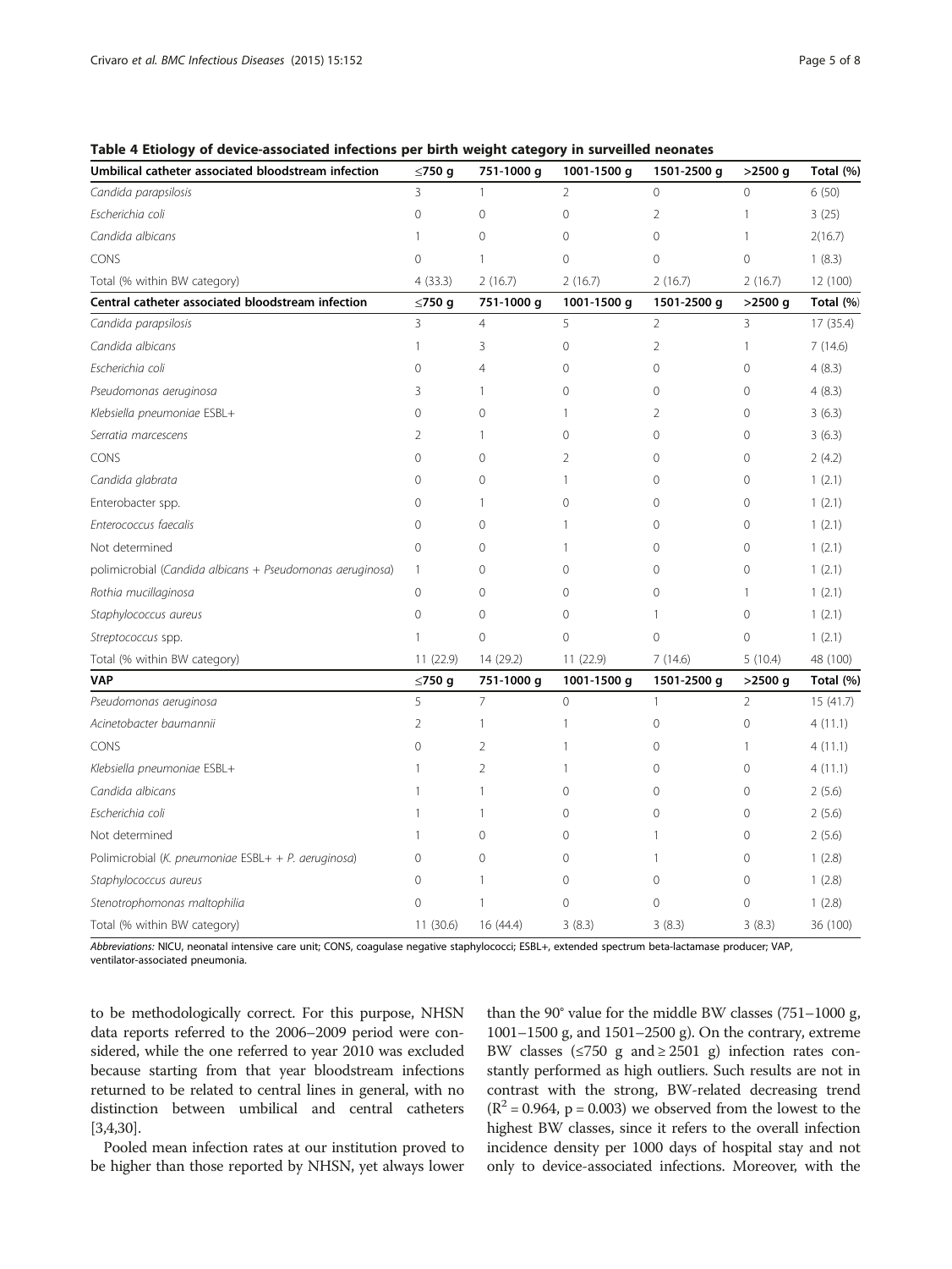**Table 4 Etiology of device-associated infections per birth weight category in surveilled neonates**

| Umbilical catheter associated bloodstream infection | ≤750 g | 751-1000 g | 1001-1500 g | 1501-2500 g | >2500 g | Total (%) |
|---|---|---|---|---|---|---|
| *Candida parapsilosis* | 3 | 1 | 2 | 0 | 0 | 6 (50) |
| *Escherichia coli* | 0 | 0 | 0 | 2 | 1 | 3 (25) |
| *Candida albicans* | 1 | 0 | 0 | 0 | 1 | 2(16.7) |
| CONS | 0 | 1 | 0 | 0 | 0 | 1 (8.3) |
| Total (% within BW category) | 4 (33.3) | 2 (16.7) | 2 (16.7) | 2 (16.7) | 2 (16.7) | 12 (100) |
| **Central catheter associated bloodstream infection** | **≤750 g** | **751-1000 g** | **1001-1500 g** | **1501-2500 g** | **>2500 g** | **Total (%)** |
| *Candida parapsilosis* | 3 | 4 | 5 | 2 | 3 | 17 (35.4) |
| *Candida albicans* | 1 | 3 | 0 | 2 | 1 | 7 (14.6) |
| *Escherichia coli* | 0 | 4 | 0 | 0 | 0 | 4 (8.3) |
| *Pseudomonas aeruginosa* | 3 | 1 | 0 | 0 | 0 | 4 (8.3) |
| *Klebsiella pneumoniae* ESBL+ | 0 | 0 | 1 | 2 | 0 | 3 (6.3) |
| *Serratia marcescens* | 2 | 1 | 0 | 0 | 0 | 3 (6.3) |
| CONS | 0 | 0 | 2 | 0 | 0 | 2 (4.2) |
| *Candida glabrata* | 0 | 0 | 1 | 0 | 0 | 1 (2.1) |
| Enterobacter spp. | 0 | 1 | 0 | 0 | 0 | 1 (2.1) |
| *Enterococcus faecalis* | 0 | 0 | 1 | 0 | 0 | 1 (2.1) |
| Not determined | 0 | 0 | 1 | 0 | 0 | 1 (2.1) |
| polimicrobial (*Candida albicans + Pseudomonas aeruginosa*) | 1 | 0 | 0 | 0 | 0 | 1 (2.1) |
| *Rothia mucillaginosa* | 0 | 0 | 0 | 0 | 1 | 1 (2.1) |
| *Staphylococcus aureus* | 0 | 0 | 0 | 1 | 0 | 1 (2.1) |
| *Streptococcus* spp. | 1 | 0 | 0 | 0 | 0 | 1 (2.1) |
| Total (% within BW category) | 11 (22.9) | 14 (29.2) | 11 (22.9) | 7 (14.6) | 5 (10.4) | 48 (100) |
| **VAP** | **≤750 g** | **751-1000 g** | **1001-1500 g** | **1501-2500 g** | **>2500 g** | **Total (%)** |
| *Pseudomonas aeruginosa* | 5 | 7 | 0 | 1 | 2 | 15 (41.7) |
| *Acinetobacter baumannii* | 2 | 1 | 1 | 0 | 0 | 4 (11.1) |
| CONS | 0 | 2 | 1 | 0 | 1 | 4 (11.1) |
| *Klebsiella pneumoniae* ESBL+ | 1 | 2 | 1 | 0 | 0 | 4 (11.1) |
| *Candida albicans* | 1 | 1 | 0 | 0 | 0 | 2 (5.6) |
| *Escherichia coli* | 1 | 1 | 0 | 0 | 0 | 2 (5.6) |
| Not determined | 1 | 0 | 0 | 1 | 0 | 2 (5.6) |
| Polimicrobial (*K. pneumoniae* ESBL+ + *P. aeruginosa*) | 0 | 0 | 0 | 1 | 0 | 1 (2.8) |
| *Staphylococcus aureus* | 0 | 1 | 0 | 0 | 0 | 1 (2.8) |
| *Stenotrophomonas maltophilia* | 0 | 1 | 0 | 0 | 0 | 1 (2.8) |
| Total (% within BW category) | 11 (30.6) | 16 (44.4) | 3 (8.3) | 3 (8.3) | 3 (8.3) | 36 (100) |

*Abbreviations:* NICU, neonatal intensive care unit; CONS, coagulase negative staphylococci; ESBL+, extended spectrum beta-lactamase producer; VAP, ventilator-associated pneumonia.

to be methodologically correct. For this purpose, NHSN data reports referred to the 2006–2009 period were considered, while the one referred to year 2010 was excluded because starting from that year bloodstream infections returned to be related to central lines in general, with no distinction between umbilical and central catheters [3,4,30].

Pooled mean infection rates at our institution proved to be higher than those reported by NHSN, yet always lower than the 90° value for the middle BW classes (751–1000 g, 1001–1500 g, and 1501–2500 g). On the contrary, extreme BW classes (≤750 g and ≥ 2501 g) infection rates constantly performed as high outliers. Such results are not in contrast with the strong, BW-related decreasing trend ($R^2 = 0.964$, $p = 0.003$) we observed from the lowest to the highest BW classes, since it refers to the overall infection incidence density per 1000 days of hospital stay and not only to device-associated infections. Moreover, with the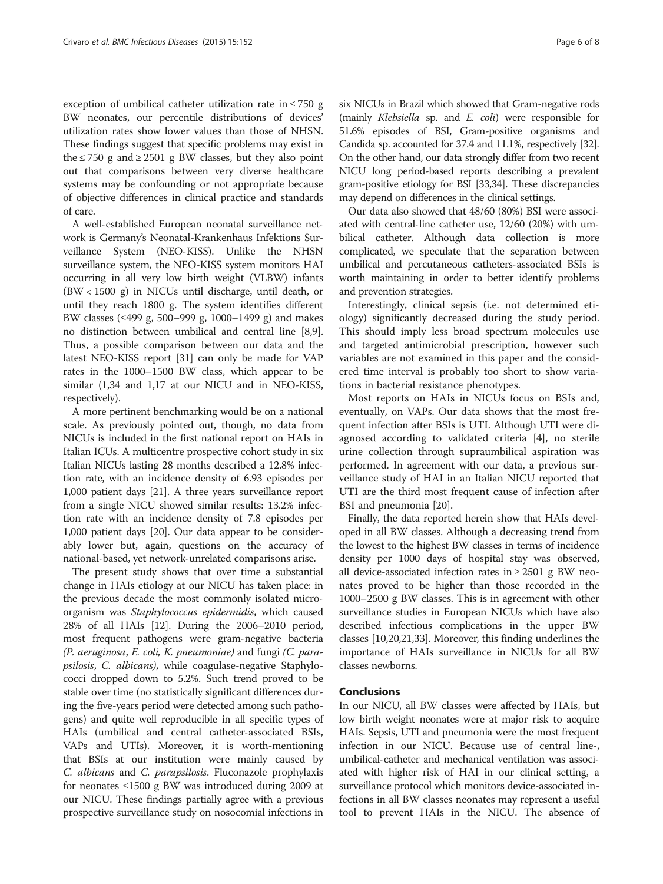exception of umbilical catheter utilization rate in ≤ 750 g BW neonates, our percentile distributions of devices' utilization rates show lower values than those of NHSN. These findings suggest that specific problems may exist in the ≤ 750 g and ≥ 2501 g BW classes, but they also point out that comparisons between very diverse healthcare systems may be confounding or not appropriate because of objective differences in clinical practice and standards of care.

A well-established European neonatal surveillance network is Germany's Neonatal-Krankenhaus Infektions Surveillance System (NEO-KISS). Unlike the NHSN surveillance system, the NEO-KISS system monitors HAI occurring in all very low birth weight (VLBW) infants (BW < 1500 g) in NICUs until discharge, until death, or until they reach 1800 g. The system identifies different BW classes (≤499 g, 500–999 g, 1000–1499 g) and makes no distinction between umbilical and central line [8,9]. Thus, a possible comparison between our data and the latest NEO-KISS report [31] can only be made for VAP rates in the 1000–1500 BW class, which appear to be similar (1,34 and 1,17 at our NICU and in NEO-KISS, respectively).

A more pertinent benchmarking would be on a national scale. As previously pointed out, though, no data from NICUs is included in the first national report on HAIs in Italian ICUs. A multicentre prospective cohort study in six Italian NICUs lasting 28 months described a 12.8% infection rate, with an incidence density of 6.93 episodes per 1,000 patient days [21]. A three years surveillance report from a single NICU showed similar results: 13.2% infection rate with an incidence density of 7.8 episodes per 1,000 patient days [20]. Our data appear to be considerably lower but, again, questions on the accuracy of national-based, yet network-unrelated comparisons arise.

The present study shows that over time a substantial change in HAIs etiology at our NICU has taken place: in the previous decade the most commonly isolated microorganism was *Staphylococcus epidermidis*, which caused 28% of all HAIs [12]. During the 2006–2010 period, most frequent pathogens were gram-negative bacteria *(P. aeruginosa*, *E. coli, K. pneumoniae)* and fungi *(C. parapsilosis*, *C. albicans)*, while coagulase-negative Staphylococci dropped down to 5.2%. Such trend proved to be stable over time (no statistically significant differences during the five-years period were detected among such pathogens) and quite well reproducible in all specific types of HAIs (umbilical and central catheter-associated BSIs, VAPs and UTIs). Moreover, it is worth-mentioning that BSIs at our institution were mainly caused by *C. albicans* and *C. parapsilosis*. Fluconazole prophylaxis for neonates ≤1500 g BW was introduced during 2009 at our NICU. These findings partially agree with a previous prospective surveillance study on nosocomial infections in six NICUs in Brazil which showed that Gram-negative rods (mainly *Klebsiella* sp. and *E. coli*) were responsible for 51.6% episodes of BSI, Gram-positive organisms and Candida sp. accounted for 37.4 and 11.1%, respectively [32]. On the other hand, our data strongly differ from two recent NICU long period-based reports describing a prevalent gram-positive etiology for BSI [33,34]. These discrepancies may depend on differences in the clinical settings.

Our data also showed that 48/60 (80%) BSI were associated with central-line catheter use, 12/60 (20%) with umbilical catheter. Although data collection is more complicated, we speculate that the separation between umbilical and percutaneous catheters-associated BSIs is worth maintaining in order to better identify problems and prevention strategies.

Interestingly, clinical sepsis (i.e. not determined etiology) significantly decreased during the study period. This should imply less broad spectrum molecules use and targeted antimicrobial prescription, however such variables are not examined in this paper and the considered time interval is probably too short to show variations in bacterial resistance phenotypes.

Most reports on HAIs in NICUs focus on BSIs and, eventually, on VAPs. Our data shows that the most frequent infection after BSIs is UTI. Although UTI were diagnosed according to validated criteria [4], no sterile urine collection through supraumbilical aspiration was performed. In agreement with our data, a previous surveillance study of HAI in an Italian NICU reported that UTI are the third most frequent cause of infection after BSI and pneumonia [20].

Finally, the data reported herein show that HAIs developed in all BW classes. Although a decreasing trend from the lowest to the highest BW classes in terms of incidence density per 1000 days of hospital stay was observed, all device-associated infection rates in ≥ 2501 g BW neonates proved to be higher than those recorded in the 1000–2500 g BW classes. This is in agreement with other surveillance studies in European NICUs which have also described infectious complications in the upper BW classes [10,20,21,33]. Moreover, this finding underlines the importance of HAIs surveillance in NICUs for all BW classes newborns.

## Conclusions

In our NICU, all BW classes were affected by HAIs, but low birth weight neonates were at major risk to acquire HAIs. Sepsis, UTI and pneumonia were the most frequent infection in our NICU. Because use of central line-, umbilical-catheter and mechanical ventilation was associated with higher risk of HAI in our clinical setting, a surveillance protocol which monitors device-associated infections in all BW classes neonates may represent a useful tool to prevent HAIs in the NICU. The absence of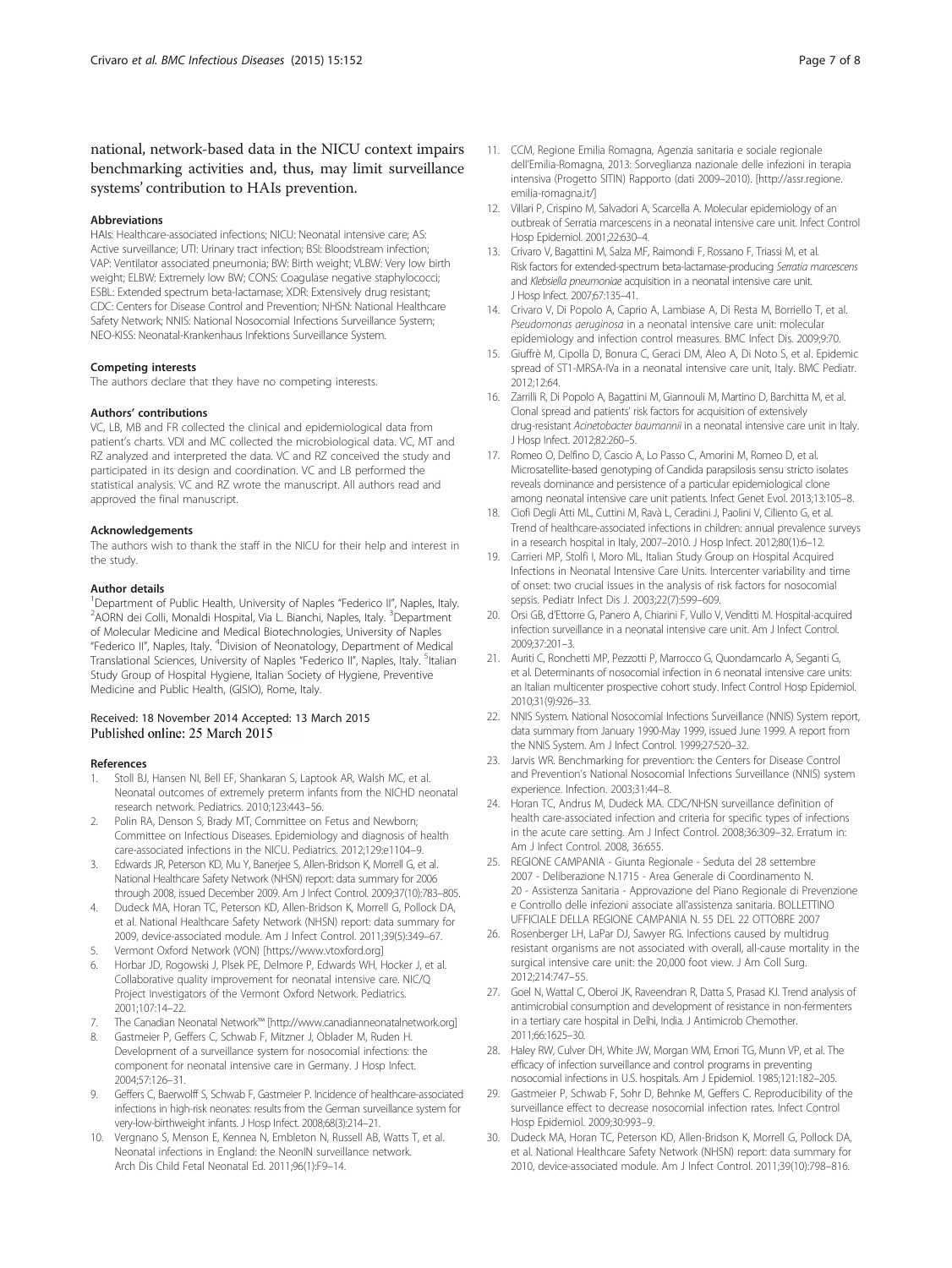national, network-based data in the NICU context impairs benchmarking activities and, thus, may limit surveillance systems' contribution to HAIs prevention.

#### Abbreviations

HAIs: Healthcare-associated infections; NICU: Neonatal intensive care; AS: Active surveillance; UTI: Urinary tract infection; BSI: Bloodstream infection; VAP: Ventilator associated pneumonia; BW: Birth weight; VLBW: Very low birth weight; ELBW: Extremely low BW; CONS: Coagulase negative staphylocci; ESBL: Extended spectrum beta-lactamase; XDR: Extensively drug resistant; CDC: Centers for Disease Control and Prevention; NHSN: National Healthcare Safety Network; NNIS: National Nosocomial Infections Surveillance System; NEO-KISS: Neonatal-Krankenhaus Infektions Surveillance System.

#### Competing interests

The authors declare that they have no competing interests.

#### Authors' contributions

VC, LB, MB and FR collected the clinical and epidemiological data from patient's charts. VDI and MC collected the microbiological data. VC, MT and RZ analyzed and interpreted the data. VC and RZ conceived the study and participated in its design and coordination. VC and LB performed the statistical analysis. VC and RZ wrote the manuscript. All authors read and approved the final manuscript.

#### Acknowledgements

The authors wish to thank the staff in the NICU for their help and interest in the study.

#### Author details

[1]Department of Public Health, University of Naples "Federico II", Naples, Italy. [2]AORN dei Colli, Monaldi Hospital, Via L. Bianchi, Naples, Italy. [3]Department of Molecular Medicine and Medical Biotechnologies, University of Naples "Federico II", Naples, Italy. [4]Division of Neonatology, Department of Medical Translational Sciences, University of Naples "Federico II", Naples, Italy. [5]Italian Study Group of Hospital Hygiene, Italian Society of Hygiene, Preventive Medicine and Public Health, (GISIO), Rome, Italy.

Received: 18 November 2014 Accepted: 13 March 2015
Published online: 25 March 2015

#### References

1. Stoll BJ, Hansen NI, Bell EF, Shankaran S, Laptook AR, Walsh MC, et al. Neonatal outcomes of extremely preterm infants from the NICHD neonatal research network. Pediatrics. 2010;123:443–56.
2. Polin RA, Denson S, Brady MT, Committee on Fetus and Newborn; Committee on Infectious Diseases. Epidemiology and diagnosis of health care-associated infections in the NICU. Pediatrics. 2012;129:e1104–9.
3. Edwards JR, Peterson KD, Mu Y, Banerjee S, Allen-Bridson K, Morrell G, et al. National Healthcare Safety Network (NHSN) report: data summary for 2006 through 2008, issued December 2009. Am J Infect Control. 2009;37(10):783–805.
4. Dudeck MA, Horan TC, Peterson KD, Allen-Bridson K, Morrell G, Pollock DA, et al. National Healthcare Safety Network (NHSN) report: data summary for 2009, device-associated module. Am J Infect Control. 2011;39(5):349–67.
5. Vermont Oxford Network (VON) [https://www.vtoxford.org]
6. Horbar JD, Rogowski J, Plsek PE, Delmore P, Edwards WH, Hocker J, et al. Collaborative quality improvement for neonatal intensive care. NIC/Q Project Investigators of the Vermont Oxford Network. Pediatrics. 2001;107:14–22.
7. The Canadian Neonatal Network™ [http://www.canadianneonatalnetwork.org]
8. Gastmeier P, Geffers C, Schwab F, Mitzner J, Oblader M, Ruden H. Development of a surveillance system for nosocomial infections: the component for neonatal intensive care in Germany. J Hosp Infect. 2004;57:126–31.
9. Geffers C, Baerwolff S, Schwab F, Gastmeier P. Incidence of healthcare-associated infections in high-risk neonates: results from the German surveillance system for very-low-birthweight infants. J Hosp Infect. 2008;68(3):214–21.
10. Vergnano S, Menson E, Kennea N, Embleton N, Russell AB, Watts T, et al. Neonatal infections in England: the NeonIN surveillance network. Arch Dis Child Fetal Neonatal Ed. 2011;96(1):F9–14.
11. CCM, Regione Emilia Romagna, Agenzia sanitaria e sociale regionale dell'Emilia-Romagna, 2013: Sorveglianza nazionale delle infezioni in terapia intensiva (Progetto SITIN) Rapporto (dati 2009–2010). [http://assr.regione.emilia-romagna.it/]
12. Villari P, Crispino M, Salvadori A, Scarcella A. Molecular epidemiology of an outbreak of Serratia marcescens in a neonatal intensive care unit. Infect Control Hosp Epidemiol. 2001;22:630–4.
13. Crivaro V, Bagattini M, Salza MF, Raimondi F, Rossano F, Triassi M, et al. Risk factors for extended-spectrum beta-lactamase-producing *Serratia marcescens* and *Klebsiella pneumoniae* acquisition in a neonatal intensive care unit. J Hosp Infect. 2007;67:135–41.
14. Crivaro V, Di Popolo A, Caprio A, Lambiase A, Di Resta M, Borriello T, et al. *Pseudomonas aeruginosa* in a neonatal intensive care unit: molecular epidemiology and infection control measures. BMC Infect Dis. 2009;9:70.
15. Giuffrè M, Cipolla D, Bonura C, Geraci DM, Aleo A, Di Noto S, et al. Epidemic spread of ST1-MRSA-IVa in a neonatal intensive care unit, Italy. BMC Pediatr. 2012;12:64.
16. Zarrilli R, Di Popolo A, Bagattini M, Giannouli M, Martino D, Barchitta M, et al. Clonal spread and patients' risk factors for acquisition of extensively drug-resistant *Acinetobacter baumannii* in a neonatal intensive care unit in Italy. J Hosp Infect. 2012;82:260–5.
17. Romeo O, Delfino D, Cascio A, Lo Passo C, Amorini M, Romeo D, et al. Microsatellite-based genotyping of Candida parapsilosis sensu stricto isolates reveals dominance and persistence of a particular epidemiological clone among neonatal intensive care unit patients. Infect Genet Evol. 2013;13:105–8.
18. Ciofi Degli Atti ML, Cuttini M, Ravà L, Ceradini J, Paolini V, Ciliento G, et al. Trend of healthcare-associated infections in children: annual prevalence surveys in a research hospital in Italy, 2007–2010. J Hosp Infect. 2012;80(1):6–12.
19. Carrieri MP, Stolfi I, Moro ML, Italian Study Group on Hospital Acquired Infections in Neonatal Intensive Care Units. Intercenter variability and time of onset: two crucial issues in the analysis of risk factors for nosocomial sepsis. Pediatr Infect Dis J. 2003;22(7):599–609.
20. Orsi GB, d'Ettorre G, Panero A, Chiarini F, Vullo V, Venditti M. Hospital-acquired infection surveillance in a neonatal intensive care unit. Am J Infect Control. 2009;37:201–3.
21. Auriti C, Ronchetti MP, Pezzotti P, Marrocco G, Quondamcarlo A, Seganti G, et al. Determinants of nosocomial infection in 6 neonatal intensive care units: an Italian multicenter prospective cohort study. Infect Control Hosp Epidemiol. 2010;31(9):926–33.
22. NNIS System. National Nosocomial Infections Surveillance (NNIS) System report, data summary from January 1990-May 1999, issued June 1999. A report from the NNIS System. Am J Infect Control. 1999;27:520–32.
23. Jarvis WR. Benchmarking for prevention: the Centers for Disease Control and Prevention's National Nosocomial Infections Surveillance (NNIS) system experience. Infection. 2003;31:44–8.
24. Horan TC, Andrus M, Dudeck MA. CDC/NHSN surveillance definition of health care-associated infection and criteria for specific types of infections in the acute care setting. Am J Infect Control. 2008;36:309–32. Erratum in: Am J Infect Control. 2008, 36:655.
25. REGIONE CAMPANIA - Giunta Regionale - Seduta del 28 settembre 2007 - Deliberazione N.1715 - Area Generale di Coordinamento N. 20 - Assistenza Sanitaria - Approvazione del Piano Regionale di Prevenzione e Controllo delle infezioni associate all'assistenza sanitaria. BOLLETTINO UFFICIALE DELLA REGIONE CAMPANIA N. 55 DEL 22 OTTOBRE 2007
26. Rosenberger LH, LaPar DJ, Sawyer RG. Infections caused by multidrug resistant organisms are not associated with overall, all-cause mortality in the surgical intensive care unit: the 20,000 foot view. J Am Coll Surg. 2012;214:747–55.
27. Goel N, Wattal C, Oberoi JK, Raveendran R, Datta S, Prasad KJ. Trend analysis of antimicrobial consumption and development of resistance in non-fermenters in a tertiary care hospital in Delhi, India. J Antimicrob Chemother. 2011;66:1625–30.
28. Haley RW, Culver DH, White JW, Morgan WM, Emori TG, Munn VP, et al. The efficacy of infection surveillance and control programs in preventing nosocomial infections in U.S. hospitals. Am J Epidemiol. 1985;121:182–205.
29. Gastmeier P, Schwab F, Sohr D, Behnke M, Geffers C. Reproducibility of the surveillance effect to decrease nosocomial infection rates. Infect Control Hosp Epidemiol. 2009;30:993–9.
30. Dudeck MA, Horan TC, Peterson KD, Allen-Bridson K, Morrell G, Pollock DA, et al. National Healthcare Safety Network (NHSN) report: data summary for 2010, device-associated module. Am J Infect Control. 2011;39(10):798–816.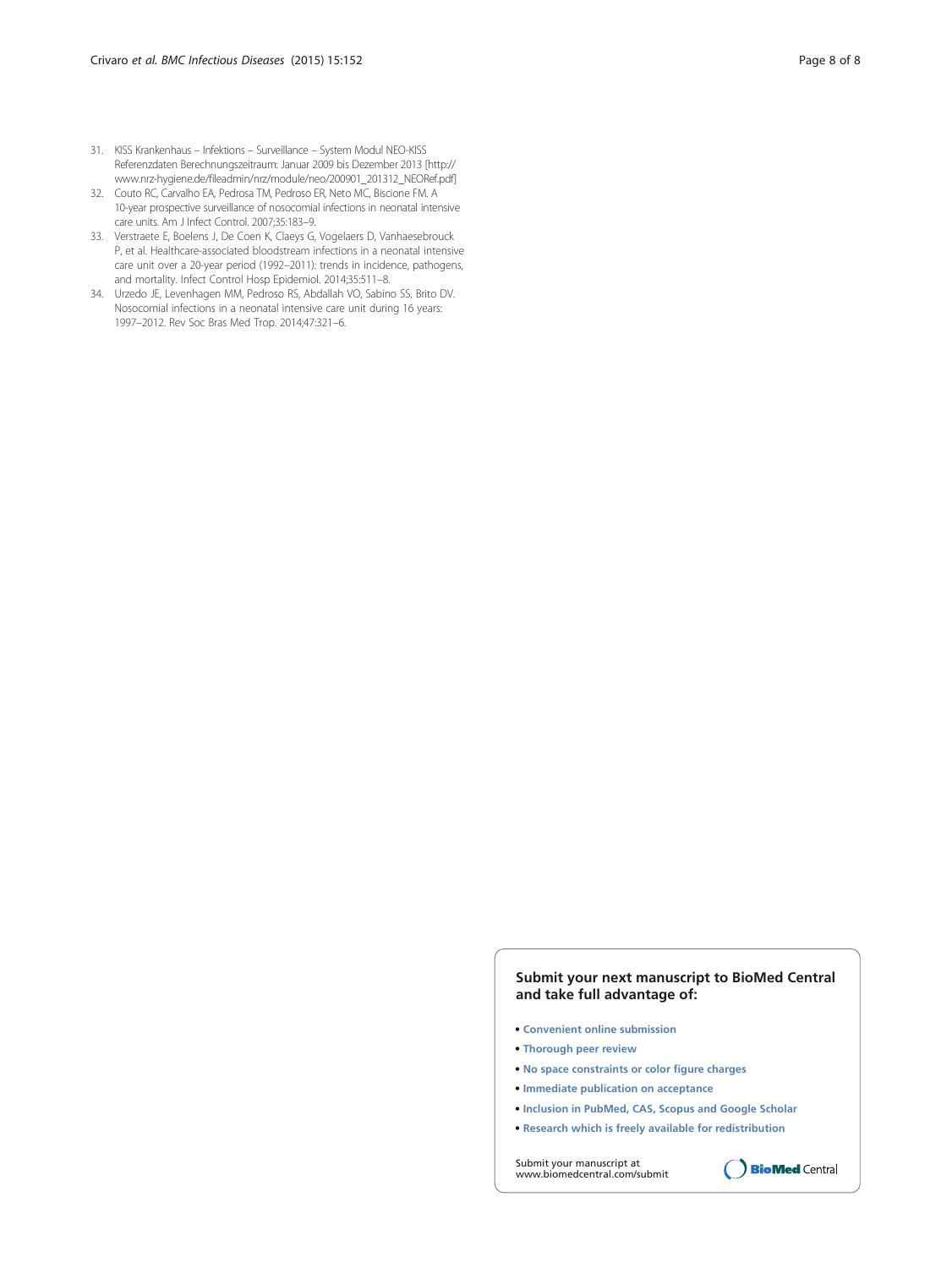31. KISS Krankenhaus – Infektions – Surveillance – System Modul NEO-KISS Referenzdaten Berechnungszeitraum: Januar 2009 bis Dezember 2013 [http://www.nrz-hygiene.de/fileadmin/nrz/module/neo/200901_201312_NEORef.pdf]
32. Couto RC, Carvalho EA, Pedrosa TM, Pedroso ER, Neto MC, Biscione FM. A 10-year prospective surveillance of nosocomial infections in neonatal intensive care units. Am J Infect Control. 2007;35:183–9.
33. Verstraete E, Boelens J, De Coen K, Claeys G, Vogelaers D, Vanhaesebrouck P, et al. Healthcare-associated bloodstream infections in a neonatal intensive care unit over a 20-year period (1992–2011): trends in incidence, pathogens, and mortality. Infect Control Hosp Epidemiol. 2014;35:511–8.
34. Urzedo JE, Levenhagen MM, Pedroso RS, Abdallah VO, Sabino SS, Brito DV. Nosocomial infections in a neonatal intensive care unit during 16 years: 1997–2012. Rev Soc Bras Med Trop. 2014;47:321–6.

**Submit your next manuscript to BioMed Central and take full advantage of:**

- **Convenient online submission**
- **Thorough peer review**
- **No space constraints or color figure charges**
- **Immediate publication on acceptance**
- **Inclusion in PubMed, CAS, Scopus and Google Scholar**
- **Research which is freely available for redistribution**

Submit your manuscript at
www.biomedcentral.com/submit

BioMed Central